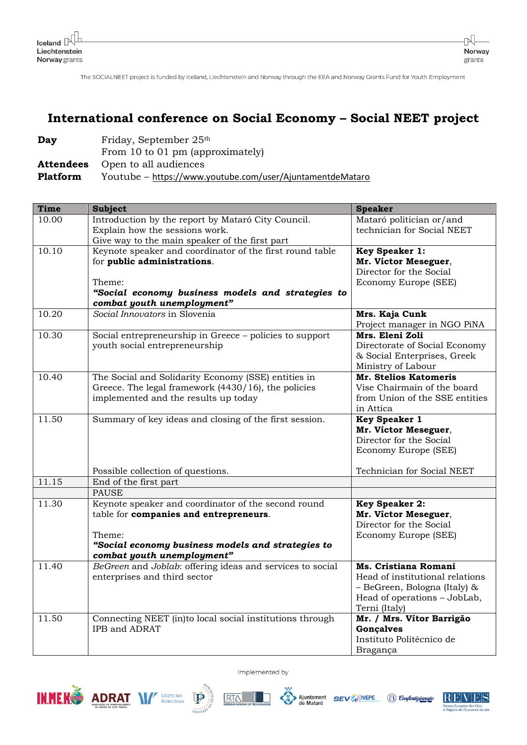The SOCIALNEET project is funded by Iceland, Liechtenstein and Norway through the EEA and Norway Grants Fund for Youth Employment

# International conference on Social Economy – Social NEET project

**Day** Friday, September 25th
From 10 to 01 pm (approximately)
**Attendees** Open to all audiences
**Platform** Youtube – https://www.youtube.com/user/AjuntamentdeMataro

| Time | Subject | Speaker |
|---|---|---|
| 10.00 | Introduction by the report by Mataró City Council.<br>Explain how the sessions work.<br>Give way to the main speaker of the first part | Mataró politician or/and technician for Social NEET |
| 10.10 | Keynote speaker and coordinator of the first round table for **public administrations**.<br><br>Theme:<br>***"Social economy business models and strategies to combat youth unemployment"*** | **Key Speaker 1:**<br>**Mr. Víctor Meseguer**,<br>Director for the Social Economy Europe (SEE) |
| 10.20 | *Social Innovators* in Slovenia | **Mrs. Kaja Cunk**<br>Project manager in NGO PiNA |
| 10.30 | Social entrepreneurship in Greece – policies to support youth social entrepreneurship | **Mrs. Eleni Zoli**<br>Directorate of Social Economy & Social Enterprises, Greek Ministry of Labour |
| 10.40 | The Social and Solidarity Economy (SSE) entities in Greece. The legal framework (4430/16), the policies implemented and the results up today | **Mr. Stelios Katomeris**<br>Vise Chairmain of the board from Union of the SSE entities in Attica |
| 11.50 | Summary of key ideas and closing of the first session.<br><br>Possible collection of questions. | **Key Speaker 1**<br>**Mr. Víctor Meseguer**,<br>Director for the Social Economy Europe (SEE)<br><br>Technician for Social NEET |
| 11.15 | End of the first part | |
| | PAUSE | |
| 11.30 | Keynote speaker and coordinator of the second round table for **companies and entrepreneurs**.<br><br>Theme:<br>***"Social economy business models and strategies to combat youth unemployment"*** | **Key Speaker 2:**<br>**Mr. Víctor Meseguer**,<br>Director for the Social Economy Europe (SEE) |
| 11.40 | *BeGreen* and *Joblab*: offering ideas and services to social enterprises and third sector | **Ms. Cristiana Romani**<br>Head of institutional relations – BeGreen, Bologna (Italy) & Head of operations – JobLab, Terni (Italy) |
| 11.50 | Connecting NEET (in)to local social institutions through IPB and ADRAT | **Mr. / Mrs. Vítor Barrigão Gonçalves**<br>Instituto Politécnico de Bragança |

Implemented by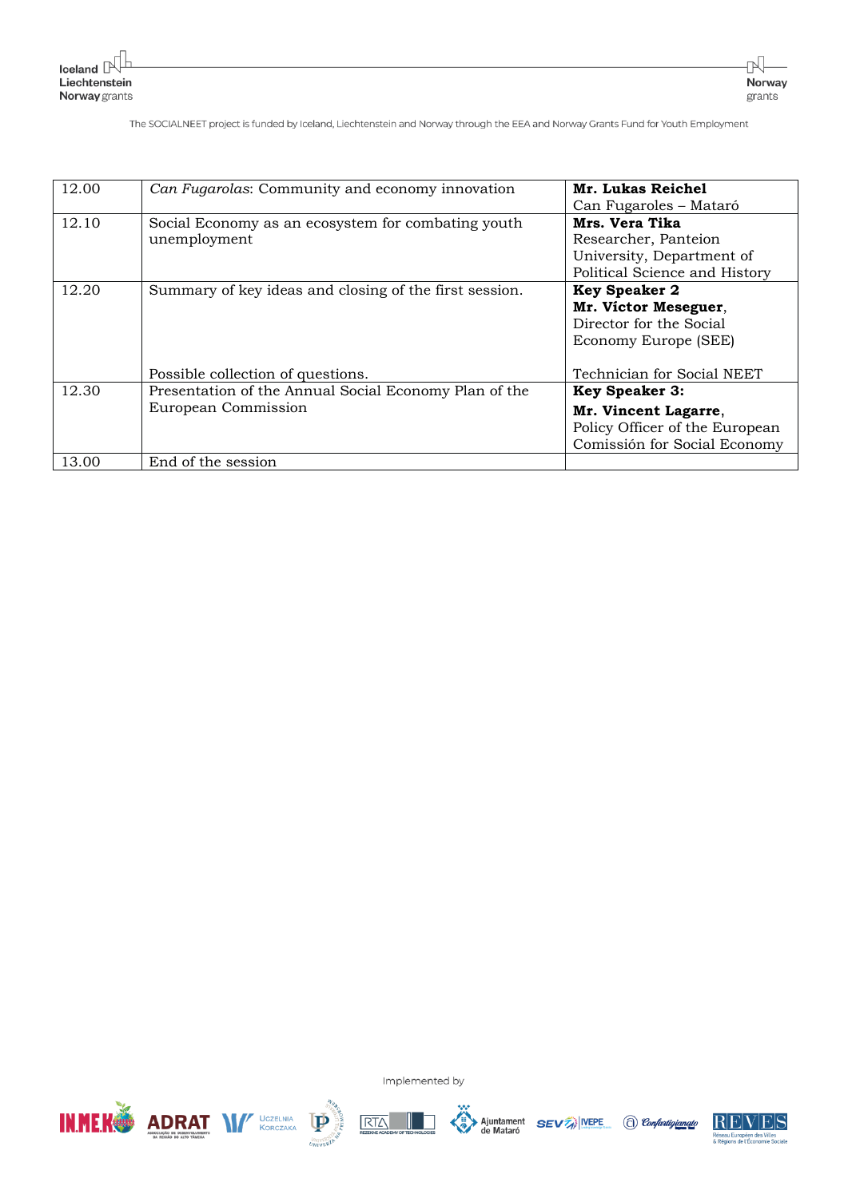| | | |
|---|---|---|
| 12.00 | *Can Fugarolas*: Community and economy innovation | **Mr. Lukas Reichel**<br>Can Fugaroles – Mataró |
| 12.10 | Social Economy as an ecosystem for combating youth unemployment | **Mrs. Vera Tika**<br>Researcher, Panteion University, Department of Political Science and History |
| 12.20 | Summary of key ideas and closing of the first session.<br><br>Possible collection of questions. | **Key Speaker 2**<br>**Mr. Víctor Meseguer**, Director for the Social Economy Europe (SEE)<br><br>Technician for Social NEET |
| 12.30 | Presentation of the Annual Social Economy Plan of the European Commission | **Key Speaker 3:**<br>**Mr. Vincent Lagarre**, Policy Officer of the European Comisión for Social Economy |
| 13.00 | End of the session | |

Implemented by